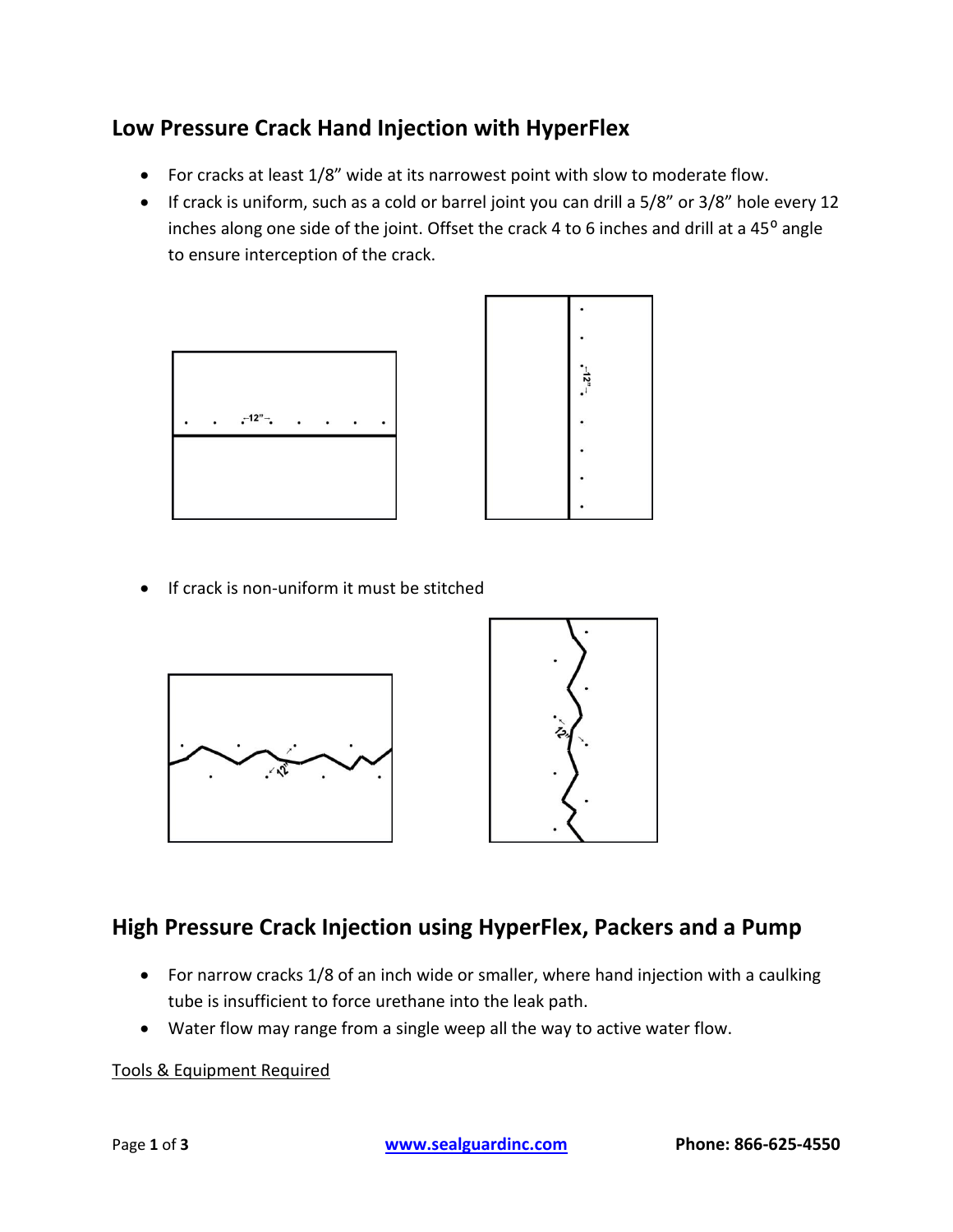## Low Pressure Crack Hand Injection with HyperFlex

- For cracks at least 1/8" wide at its narrowest point with slow to moderate flow.
- If crack is uniform, such as a cold or barrel joint you can drill a 5/8" or 3/8" hole every 12 inches along one side of the joint. Offset the crack 4 to 6 inches and drill at a 45$^{o}$ angle to ensure interception of the crack.

- If crack is non-uniform it must be stitched

## High Pressure Crack Injection using HyperFlex, Packers and a Pump

- For narrow cracks 1/8 of an inch wide or smaller, where hand injection with a caulking tube is insufficient to force urethane into the leak path.
- Water flow may range from a single weep all the way to active water flow.

<u>Tools & Equipment Required</u>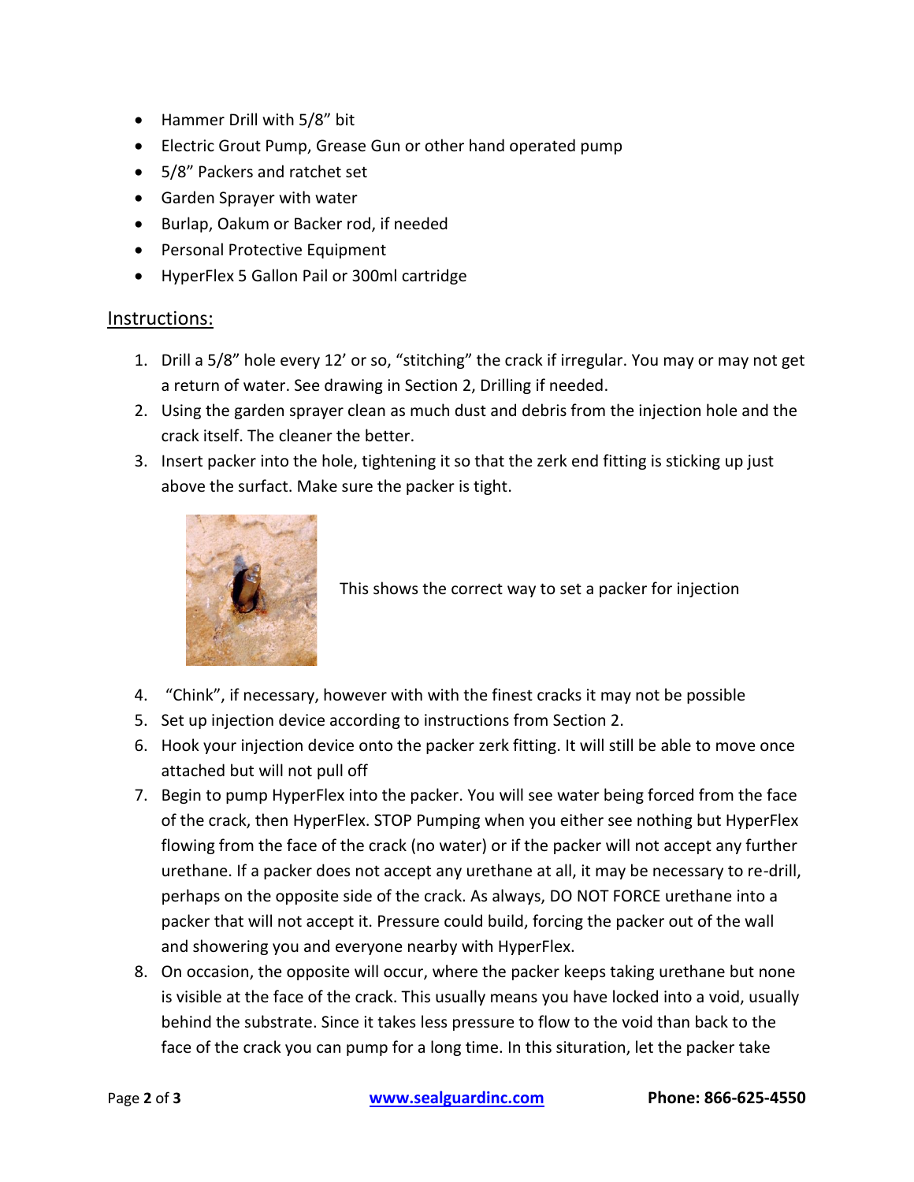- Hammer Drill with 5/8" bit
- Electric Grout Pump, Grease Gun or other hand operated pump
- 5/8" Packers and ratchet set
- Garden Sprayer with water
- Burlap, Oakum or Backer rod, if needed
- Personal Protective Equipment
- HyperFlex 5 Gallon Pail or 300ml cartridge

## Instructions:

1. Drill a 5/8" hole every 12' or so, "stitching" the crack if irregular. You may or may not get a return of water. See drawing in Section 2, Drilling if needed.
2. Using the garden sprayer clean as much dust and debris from the injection hole and the crack itself. The cleaner the better.
3. Insert packer into the hole, tightening it so that the zerk end fitting is sticking up just above the surfact. Make sure the packer is tight.

   This shows the correct way to set a packer for injection

4. "Chink", if necessary, however with with the finest cracks it may not be possible
5. Set up injection device according to instructions from Section 2.
6. Hook your injection device onto the packer zerk fitting. It will still be able to move once attached but will not pull off
7. Begin to pump HyperFlex into the packer. You will see water being forced from the face of the crack, then HyperFlex. STOP Pumping when you either see nothing but HyperFlex flowing from the face of the crack (no water) or if the packer will not accept any further urethane. If a packer does not accept any urethane at all, it may be necessary to re-drill, perhaps on the opposite side of the crack. As always, DO NOT FORCE urethane into a packer that will not accept it. Pressure could build, forcing the packer out of the wall and showering you and everyone nearby with HyperFlex.
8. On occasion, the opposite will occur, where the packer keeps taking urethane but none is visible at the face of the crack. This usually means you have locked into a void, usually behind the substrate. Since it takes less pressure to flow to the void than back to the face of the crack you can pump for a long time. In this situration, let the packer take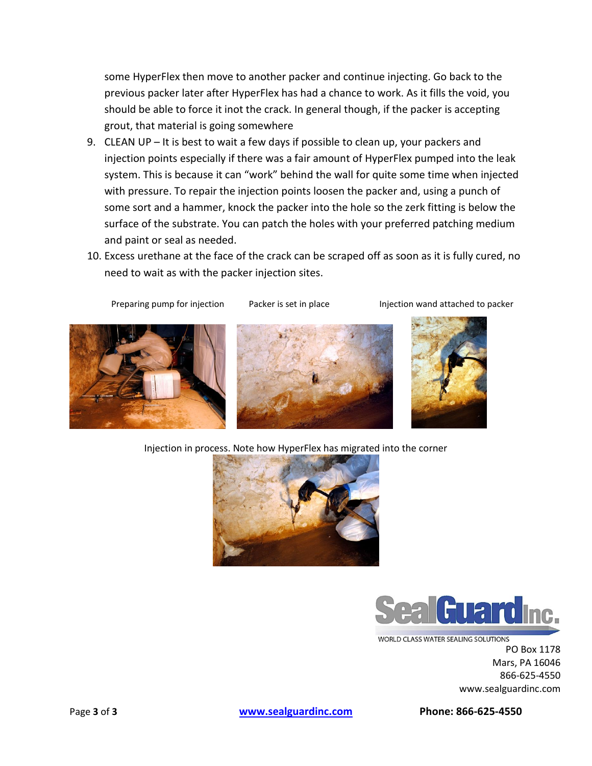some HyperFlex then move to another packer and continue injecting. Go back to the previous packer later after HyperFlex has had a chance to work. As it fills the void, you should be able to force it inot the crack. In general though, if the packer is accepting grout, that material is going somewhere

9. CLEAN UP – It is best to wait a few days if possible to clean up, your packers and injection points especially if there was a fair amount of HyperFlex pumped into the leak system. This is because it can "work" behind the wall for quite some time when injected with pressure. To repair the injection points loosen the packer and, using a punch of some sort and a hammer, knock the packer into the hole so the zerk fitting is below the surface of the substrate. You can patch the holes with your preferred patching medium and paint or seal as needed.
10. Excess urethane at the face of the crack can be scraped off as soon as it is fully cured, no need to wait as with the packer injection sites.

Preparing pump for injection

Packer is set in place

Injection wand attached to packer

Injection in process. Note how HyperFlex has migrated into the corner

SealGuard Inc.
WORLD CLASS WATER SEALING SOLUTIONS
PO Box 1178
Mars, PA 16046
866-625-4550
www.sealguardinc.com